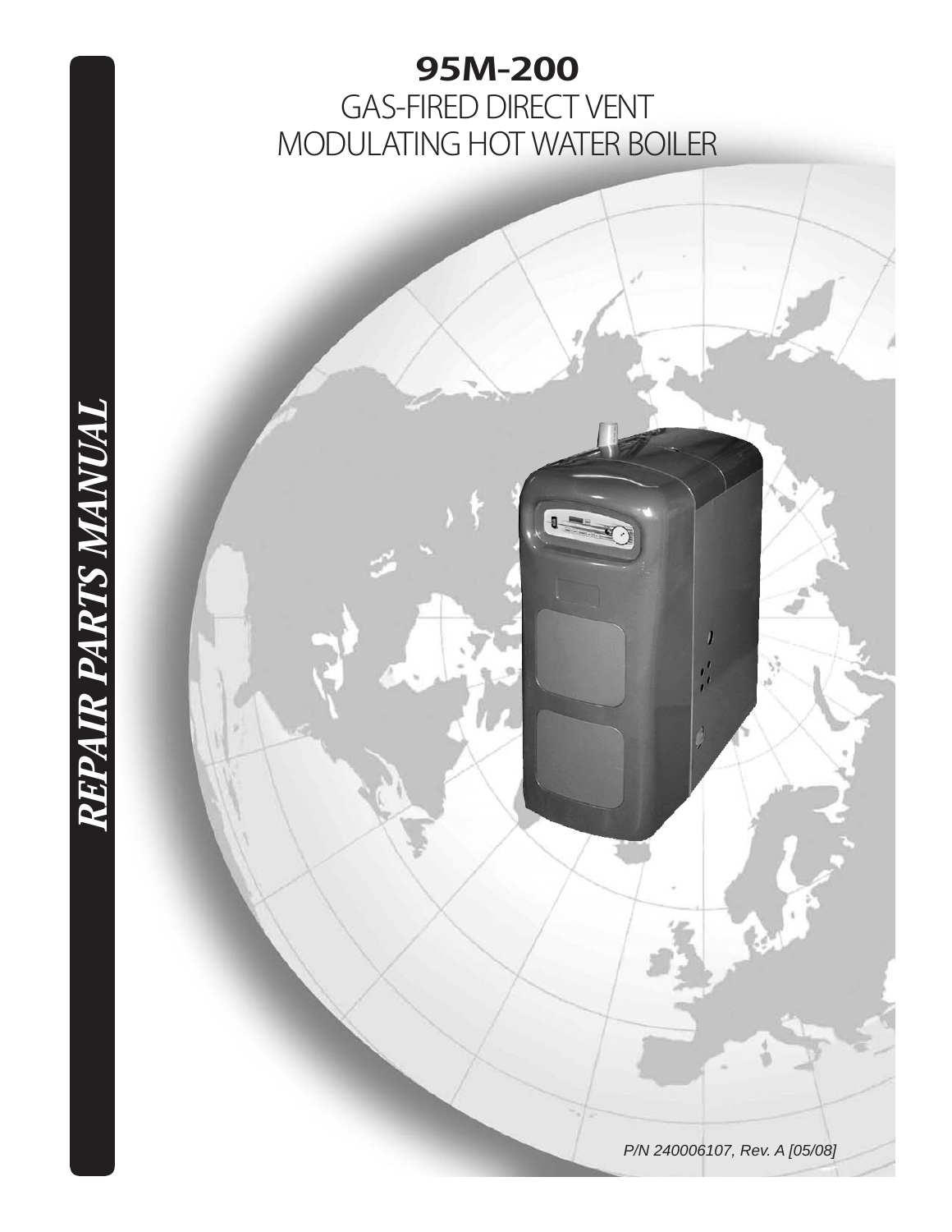# 95M-200

## GAS-FIRED DIRECT VENT MODULATING HOT WATER BOILER

*REPAIR PARTS MANUAL*

*P/N 240006107, Rev. A [05/08]*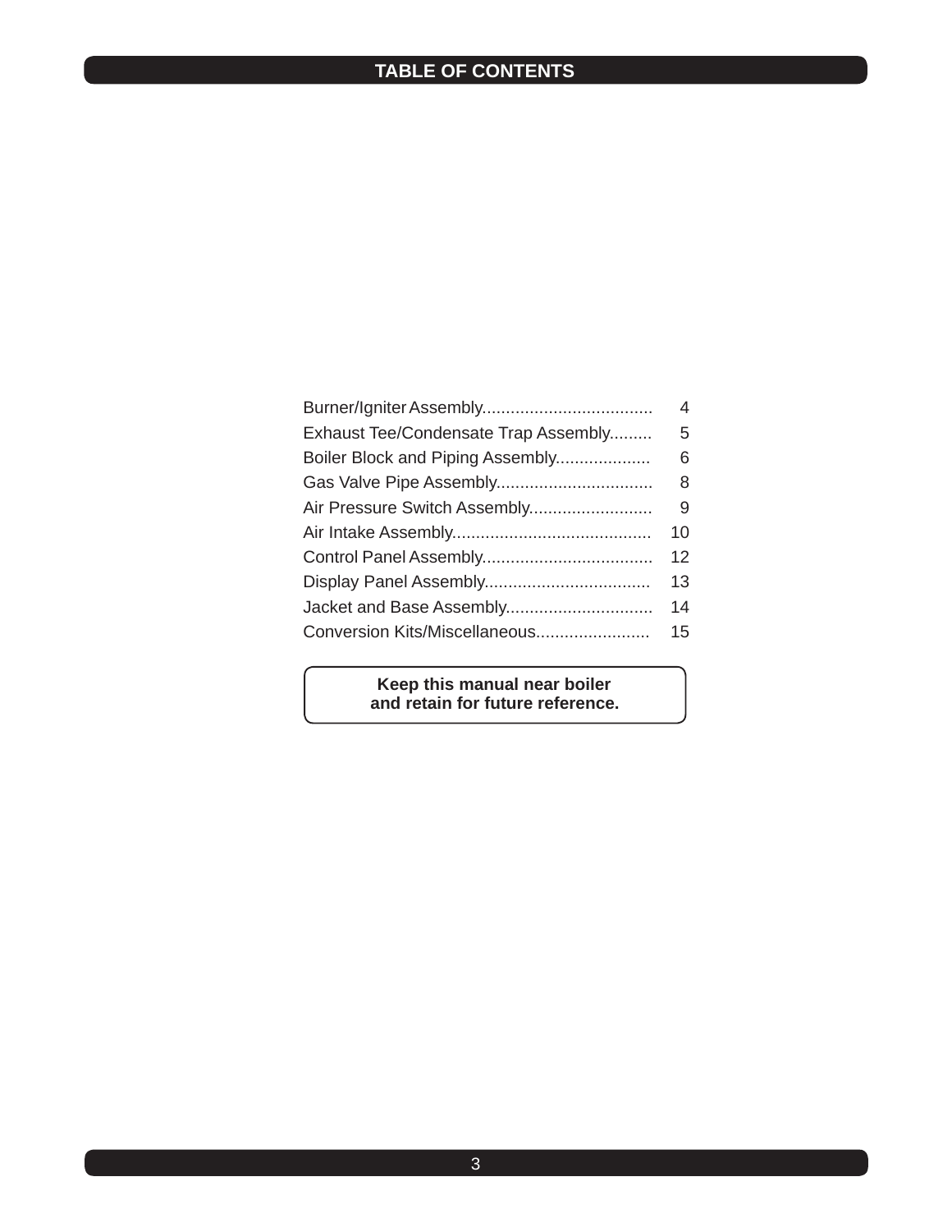# TABLE OF CONTENTS

| | |
|---|---|
| Burner/Igniter Assembly | 4 |
| Exhaust Tee/Condensate Trap Assembly | 5 |
| Boiler Block and Piping Assembly | 6 |
| Gas Valve Pipe Assembly | 8 |
| Air Pressure Switch Assembly | 9 |
| Air Intake Assembly | 10 |
| Control Panel Assembly | 12 |
| Display Panel Assembly | 13 |
| Jacket and Base Assembly | 14 |
| Conversion Kits/Miscellaneous | 15 |

**Keep this manual near boiler and retain for future reference.**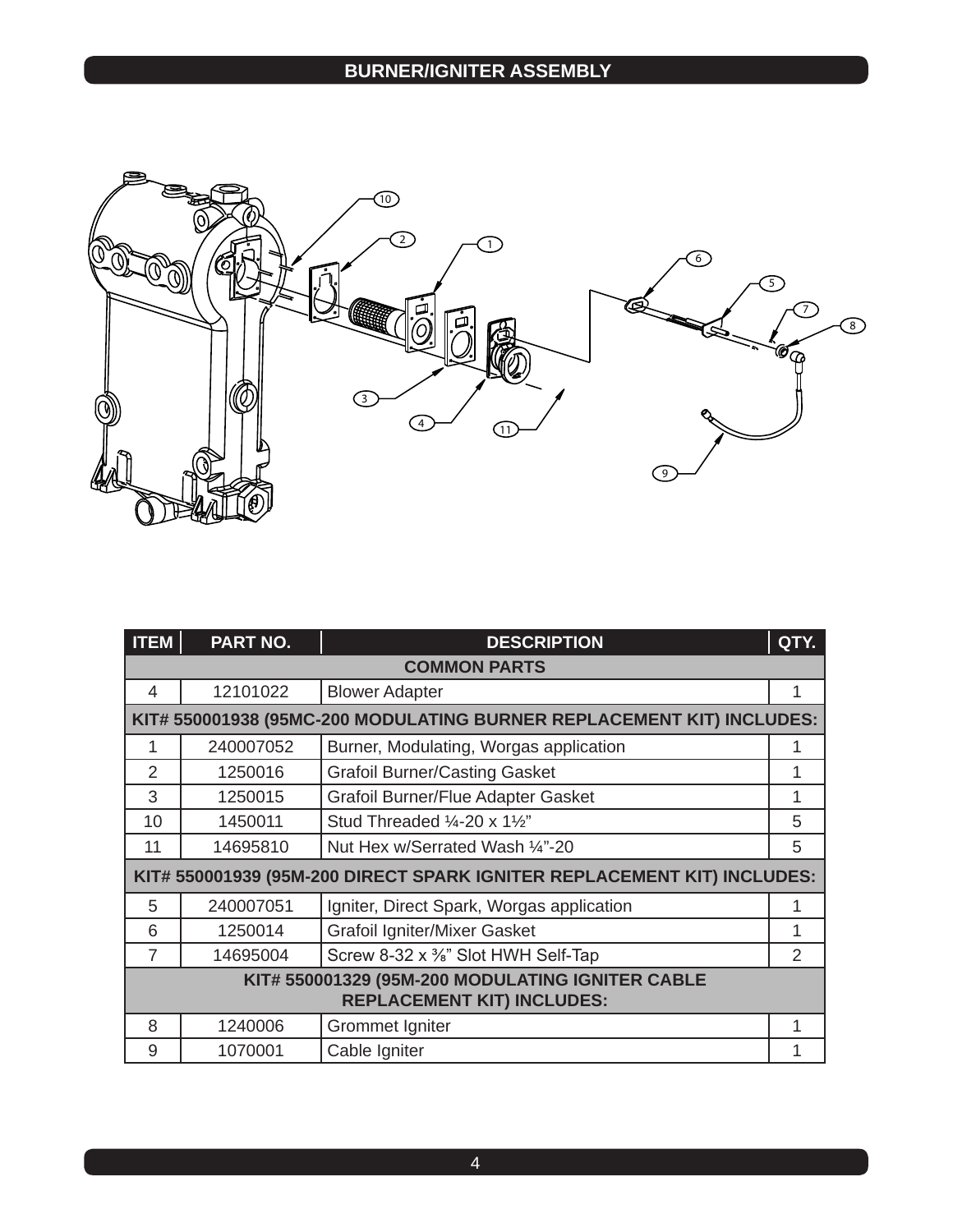## BURNER/IGNITER ASSEMBLY

| ITEM | PART NO. | DESCRIPTION | QTY. |
|---|---|---|---|
| **COMMON PARTS** | | | |
| 4 | 12101022 | Blower Adapter | 1 |
| **KIT# 550001938 (95MC-200 MODULATING BURNER REPLACEMENT KIT) INCLUDES:** | | | |
| 1 | 240007052 | Burner, Modulating, Worgas application | 1 |
| 2 | 1250016 | Grafoil Burner/Casting Gasket | 1 |
| 3 | 1250015 | Grafoil Burner/Flue Adapter Gasket | 1 |
| 10 | 1450011 | Stud Threaded ¼-20 x 1½" | 5 |
| 11 | 14695810 | Nut Hex w/Serrated Wash ¼"-20 | 5 |
| **KIT# 550001939 (95M-200 DIRECT SPARK IGNITER REPLACEMENT KIT) INCLUDES:** | | | |
| 5 | 240007051 | Igniter, Direct Spark, Worgas application | 1 |
| 6 | 1250014 | Grafoil Igniter/Mixer Gasket | 1 |
| 7 | 14695004 | Screw 8-32 x ⅜" Slot HWH Self-Tap | 2 |
| **KIT# 550001329 (95M-200 MODULATING IGNITER CABLE REPLACEMENT KIT) INCLUDES:** | | | |
| 8 | 1240006 | Grommet Igniter | 1 |
| 9 | 1070001 | Cable Igniter | 1 |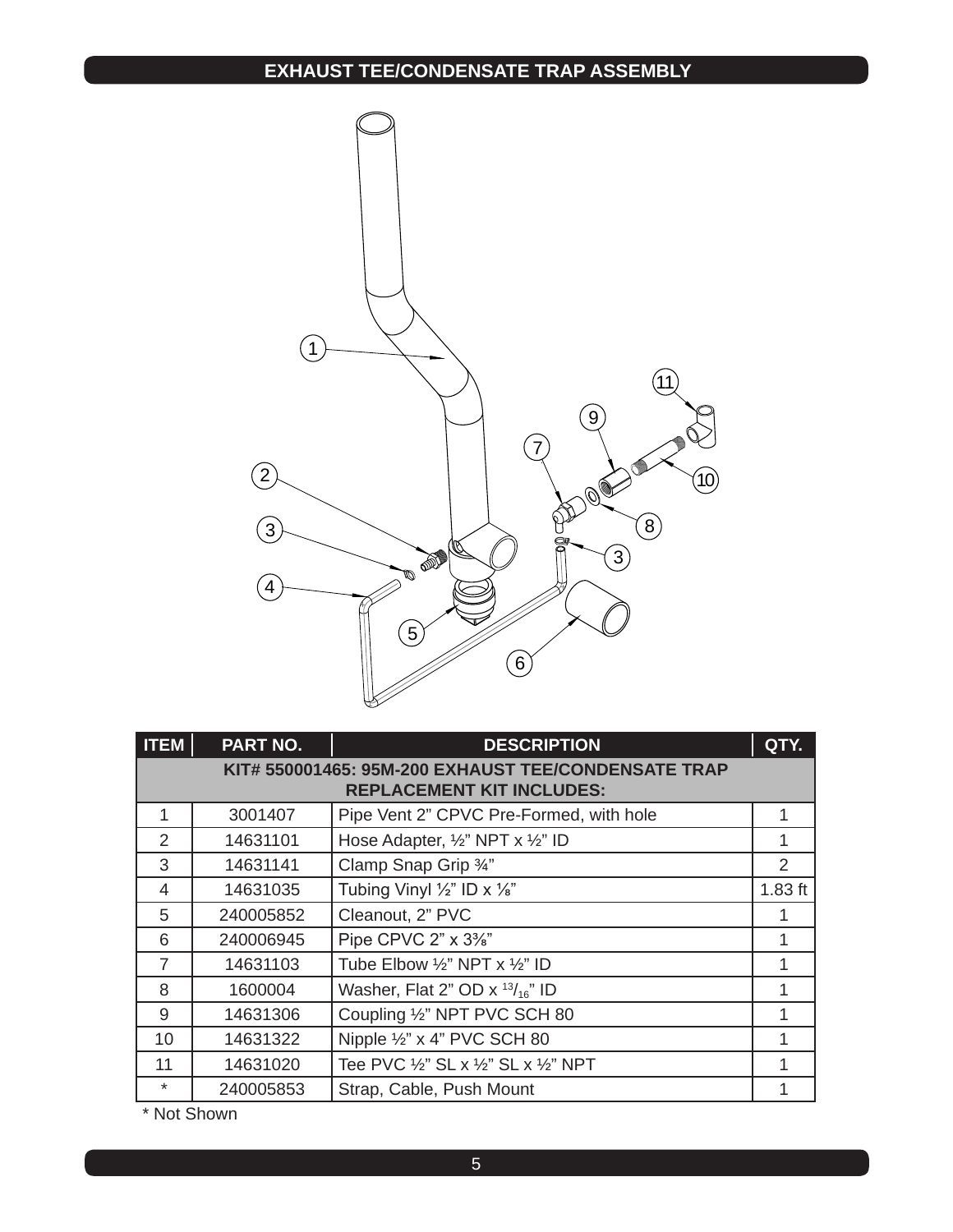## EXHAUST TEE/CONDENSATE TRAP ASSEMBLY

| ITEM | PART NO. | DESCRIPTION | QTY. |
|---|---|---|---|
| **KIT# 550001465: 95M-200 EXHAUST TEE/CONDENSATE TRAP REPLACEMENT KIT INCLUDES:** | | | |
| 1 | 3001407 | Pipe Vent 2” CPVC Pre-Formed, with hole | 1 |
| 2 | 14631101 | Hose Adapter, ½” NPT x ½” ID | 1 |
| 3 | 14631141 | Clamp Snap Grip ¾” | 2 |
| 4 | 14631035 | Tubing Vinyl ½” ID x ⅛” | 1.83 ft |
| 5 | 240005852 | Cleanout, 2” PVC | 1 |
| 6 | 240006945 | Pipe CPVC 2” x 3⅜” | 1 |
| 7 | 14631103 | Tube Elbow ½” NPT x ½” ID | 1 |
| 8 | 1600004 | Washer, Flat 2” OD x 13/16” ID | 1 |
| 9 | 14631306 | Coupling ½” NPT PVC SCH 80 | 1 |
| 10 | 14631322 | Nipple ½” x 4” PVC SCH 80 | 1 |
| 11 | 14631020 | Tee PVC ½” SL x ½” SL x ½” NPT | 1 |
| * | 240005853 | Strap, Cable, Push Mount | 1 |

* Not Shown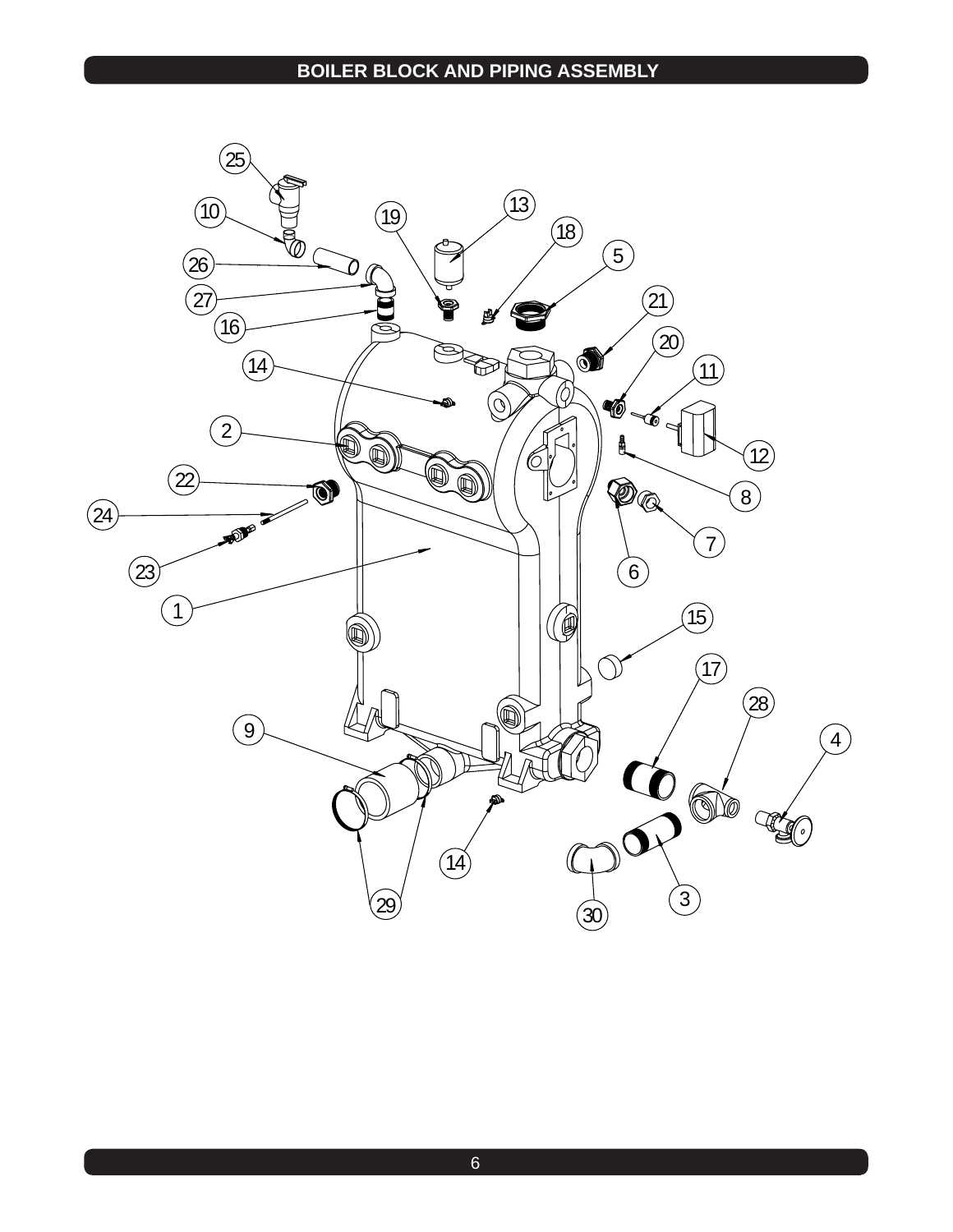# BOILER BLOCK AND PIPING ASSEMBLY

25 10 26 27 16 19 13 18 5 21 20 11 12 14 2 22 24 23 1 8 7 6 15 17 28 4 9 14 29 30 3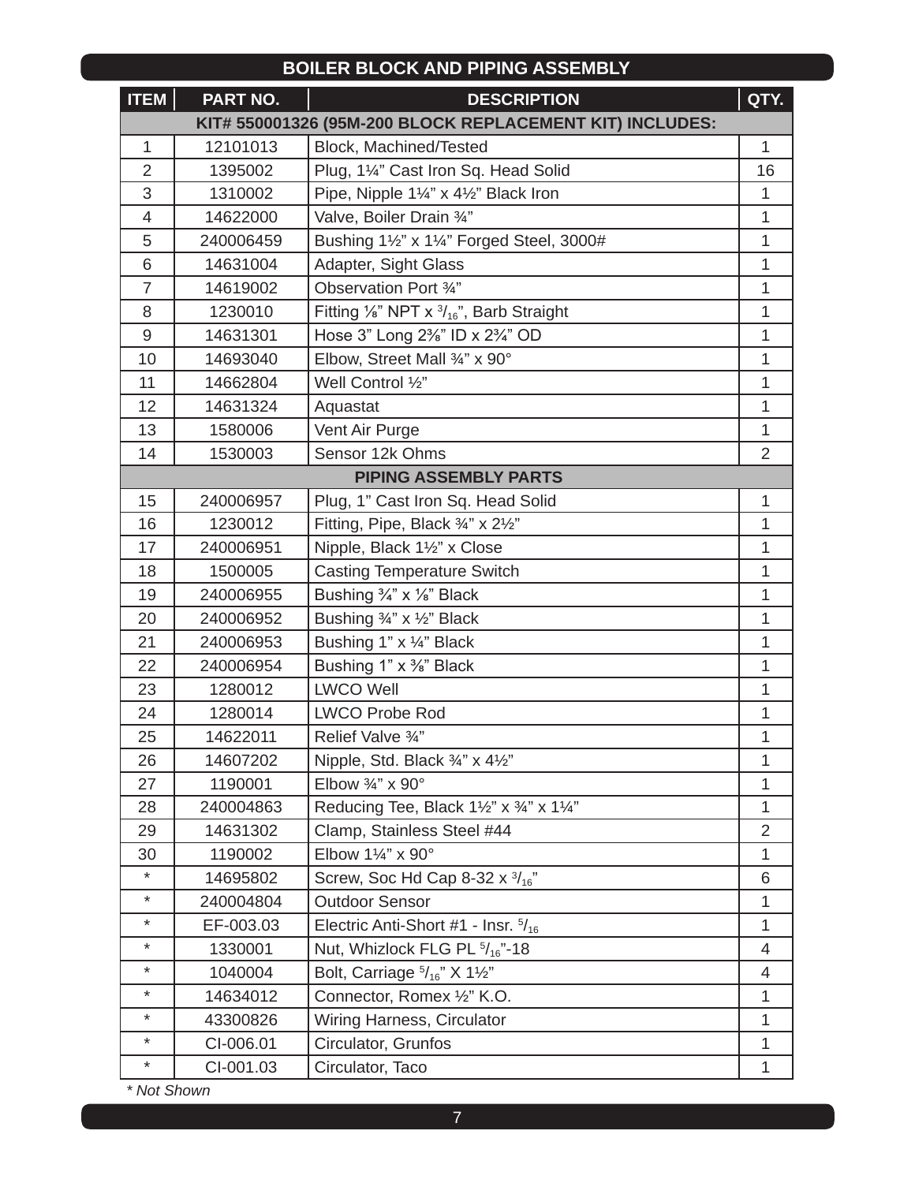## BOILER BLOCK AND PIPING ASSEMBLY

| ITEM | PART NO. | DESCRIPTION | QTY. |
|---|---|---|---|
| **KIT# 550001326 (95M-200 BLOCK REPLACEMENT KIT) INCLUDES:** | | | |
| 1 | 12101013 | Block, Machined/Tested | 1 |
| 2 | 1395002 | Plug, 1¼" Cast Iron Sq. Head Solid | 16 |
| 3 | 1310002 | Pipe, Nipple 1¼" x 4½" Black Iron | 1 |
| 4 | 14622000 | Valve, Boiler Drain ¾" | 1 |
| 5 | 240006459 | Bushing 1½" x 1¼" Forged Steel, 3000# | 1 |
| 6 | 14631004 | Adapter, Sight Glass | 1 |
| 7 | 14619002 | Observation Port ¾" | 1 |
| 8 | 1230010 | Fitting ⅛" NPT x $^{3}/_{16}$", Barb Straight | 1 |
| 9 | 14631301 | Hose 3" Long 2⅜" ID x 2¾" OD | 1 |
| 10 | 14693040 | Elbow, Street Mall ¾" x 90° | 1 |
| 11 | 14662804 | Well Control ½" | 1 |
| 12 | 14631324 | Aquastat | 1 |
| 13 | 1580006 | Vent Air Purge | 1 |
| 14 | 1530003 | Sensor 12k Ohms | 2 |
| **PIPING ASSEMBLY PARTS** | | | |
| 15 | 240006957 | Plug, 1" Cast Iron Sq. Head Solid | 1 |
| 16 | 1230012 | Fitting, Pipe, Black ¾" x 2½" | 1 |
| 17 | 240006951 | Nipple, Black 1½" x Close | 1 |
| 18 | 1500005 | Casting Temperature Switch | 1 |
| 19 | 240006955 | Bushing ¾" x ⅛" Black | 1 |
| 20 | 240006952 | Bushing ¾" x ½" Black | 1 |
| 21 | 240006953 | Bushing 1" x ¼" Black | 1 |
| 22 | 240006954 | Bushing 1" x ⅜" Black | 1 |
| 23 | 1280012 | LWCO Well | 1 |
| 24 | 1280014 | LWCO Probe Rod | 1 |
| 25 | 14622011 | Relief Valve ¾" | 1 |
| 26 | 14607202 | Nipple, Std. Black ¾" x 4½" | 1 |
| 27 | 1190001 | Elbow ¾" x 90° | 1 |
| 28 | 240004863 | Reducing Tee, Black 1½" x ¾" x 1¼" | 1 |
| 29 | 14631302 | Clamp, Stainless Steel #44 | 2 |
| 30 | 1190002 | Elbow 1¼" x 90° | 1 |
| * | 14695802 | Screw, Soc Hd Cap 8-32 x $^{3}/_{16}$" | 6 |
| * | 240004804 | Outdoor Sensor | 1 |
| * | EF-003.03 | Electric Anti-Short #1 - Insr. $^{5}/_{16}$ | 1 |
| * | 1330001 | Nut, Whizlock FLG PL $^{5}/_{16}$"-18 | 4 |
| * | 1040004 | Bolt, Carriage $^{5}/_{16}$" X 1½" | 4 |
| * | 14634012 | Connector, Romex ½" K.O. | 1 |
| * | 43300826 | Wiring Harness, Circulator | 1 |
| * | CI-006.01 | Circulator, Grunfos | 1 |
| * | CI-001.03 | Circulator, Taco | 1 |

*\* Not Shown*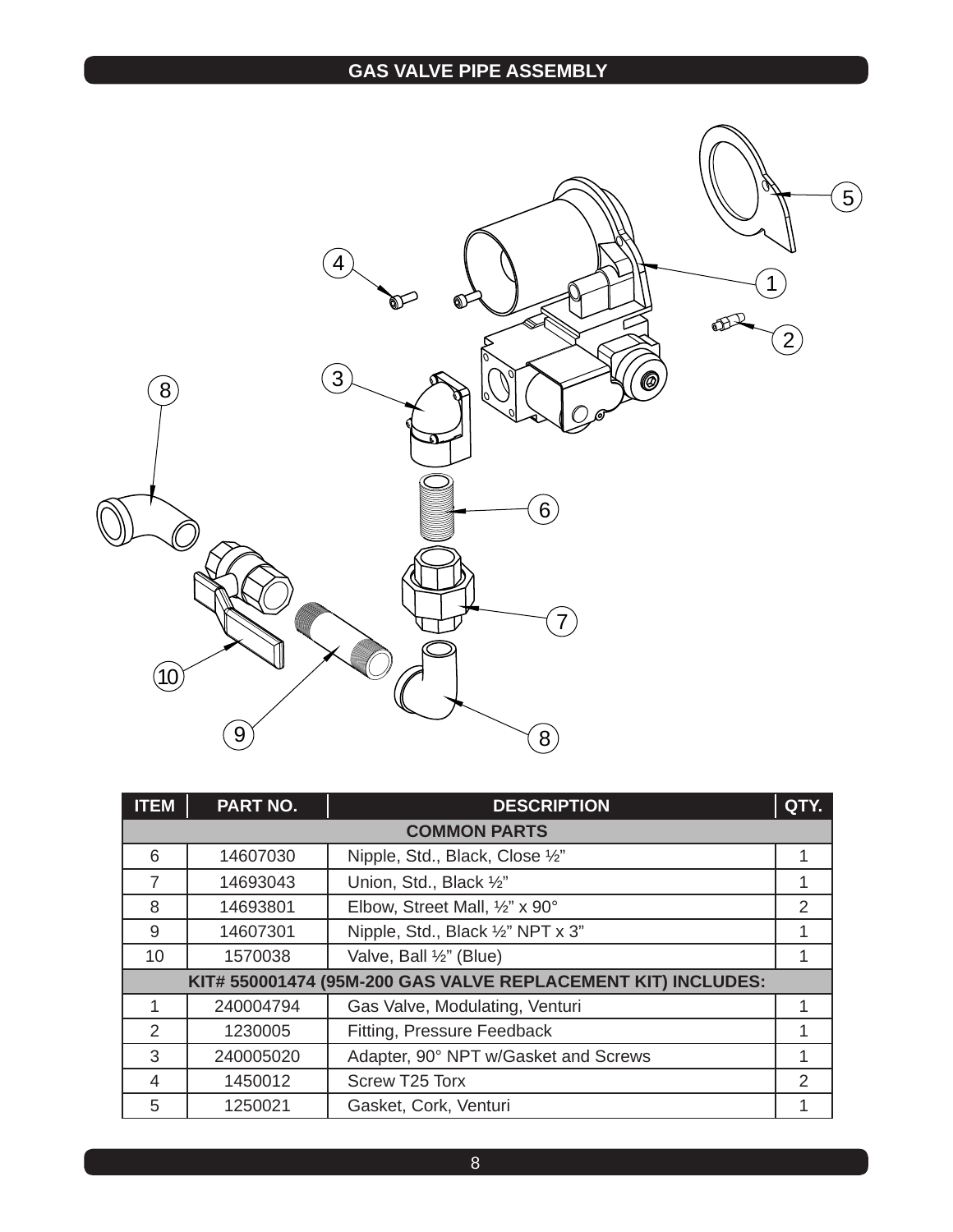## GAS VALVE PIPE ASSEMBLY

| ITEM | PART NO. | DESCRIPTION | QTY. |
|---|---|---|---|
| **COMMON PARTS** | | | |
| 6 | 14607030 | Nipple, Std., Black, Close ½” | 1 |
| 7 | 14693043 | Union, Std., Black ½” | 1 |
| 8 | 14693801 | Elbow, Street Mall, ½” x 90° | 2 |
| 9 | 14607301 | Nipple, Std., Black ½” NPT x 3” | 1 |
| 10 | 1570038 | Valve, Ball ½” (Blue) | 1 |
| **KIT# 550001474 (95M-200 GAS VALVE REPLACEMENT KIT) INCLUDES:** | | | |
| 1 | 240004794 | Gas Valve, Modulating, Venturi | 1 |
| 2 | 1230005 | Fitting, Pressure Feedback | 1 |
| 3 | 240005020 | Adapter, 90° NPT w/Gasket and Screws | 1 |
| 4 | 1450012 | Screw T25 Torx | 2 |
| 5 | 1250021 | Gasket, Cork, Venturi | 1 |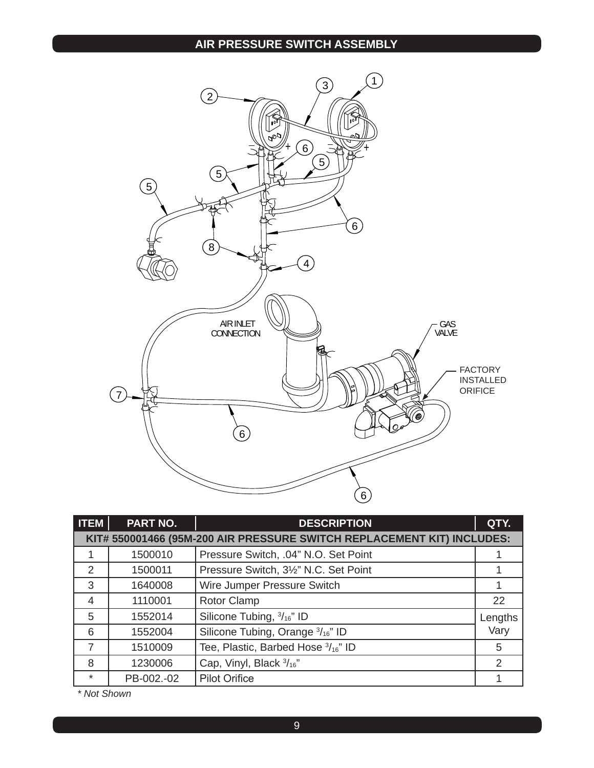## AIR PRESSURE SWITCH ASSEMBLY

AIR INLET CONNECTION

GAS VALVE

FACTORY INSTALLED ORIFICE

| ITEM | PART NO. | DESCRIPTION | QTY. |
|---|---|---|---|
| **KIT# 550001466 (95M-200 AIR PRESSURE SWITCH REPLACEMENT KIT) INCLUDES:** | | | |
| 1 | 1500010 | Pressure Switch, .04” N.O. Set Point | 1 |
| 2 | 1500011 | Pressure Switch, 3½” N.C. Set Point | 1 |
| 3 | 1640008 | Wire Jumper Pressure Switch | 1 |
| 4 | 1110001 | Rotor Clamp | 22 |
| 5 | 1552014 | Silicone Tubing, 3/16” ID | Lengths Vary |
| 6 | 1552004 | Silicone Tubing, Orange 3/16” ID | |
| 7 | 1510009 | Tee, Plastic, Barbed Hose 3/16” ID | 5 |
| 8 | 1230006 | Cap, Vinyl, Black 3/16” | 2 |
| * | PB-002.-02 | Pilot Orifice | 1 |

*\* Not Shown*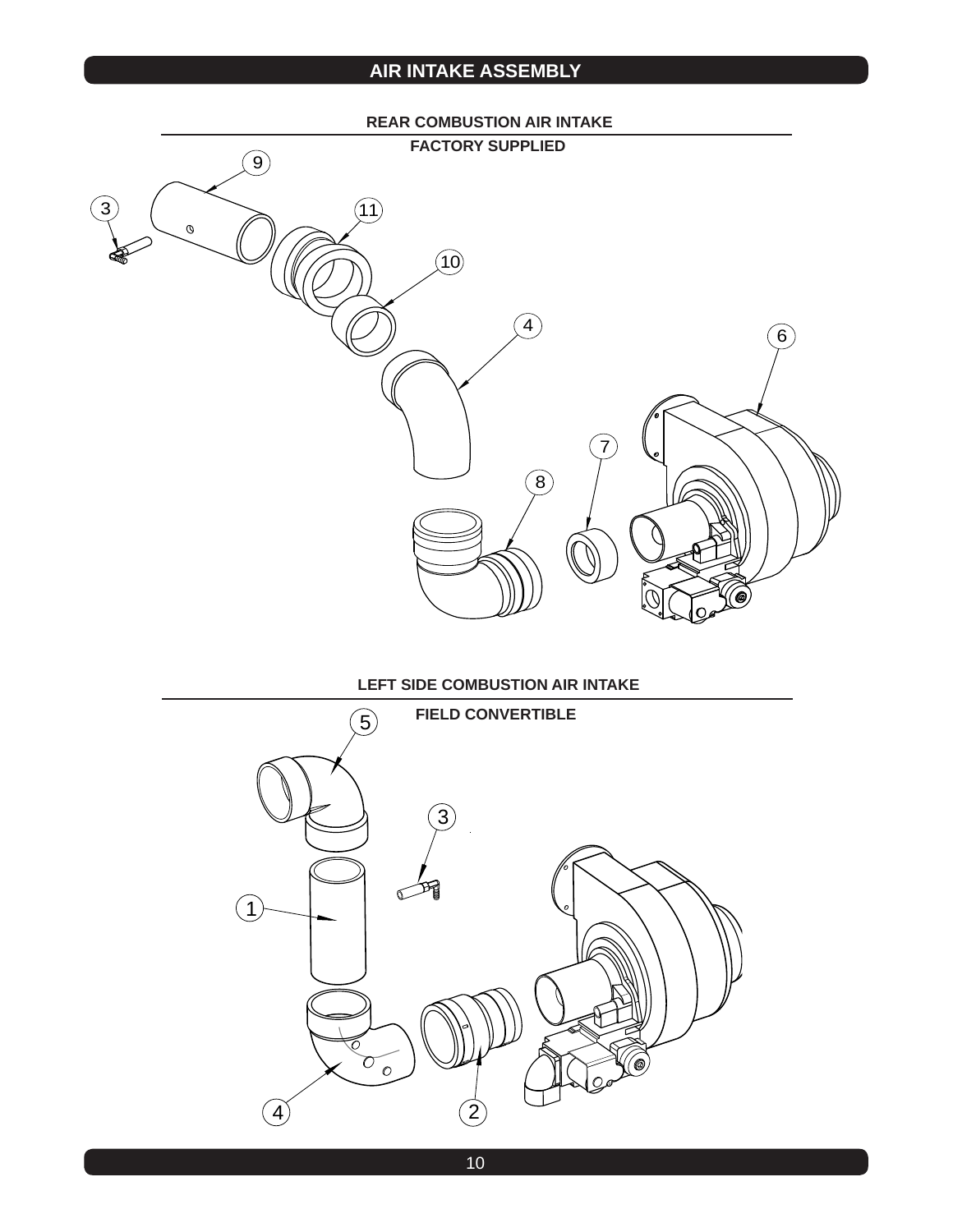# AIR INTAKE ASSEMBLY

## REAR COMBUSTION AIR INTAKE

**FACTORY SUPPLIED**

9

3

11

10

4

6

7

8

## LEFT SIDE COMBUSTION AIR INTAKE

**FIELD CONVERTIBLE**

5

3

1

4

2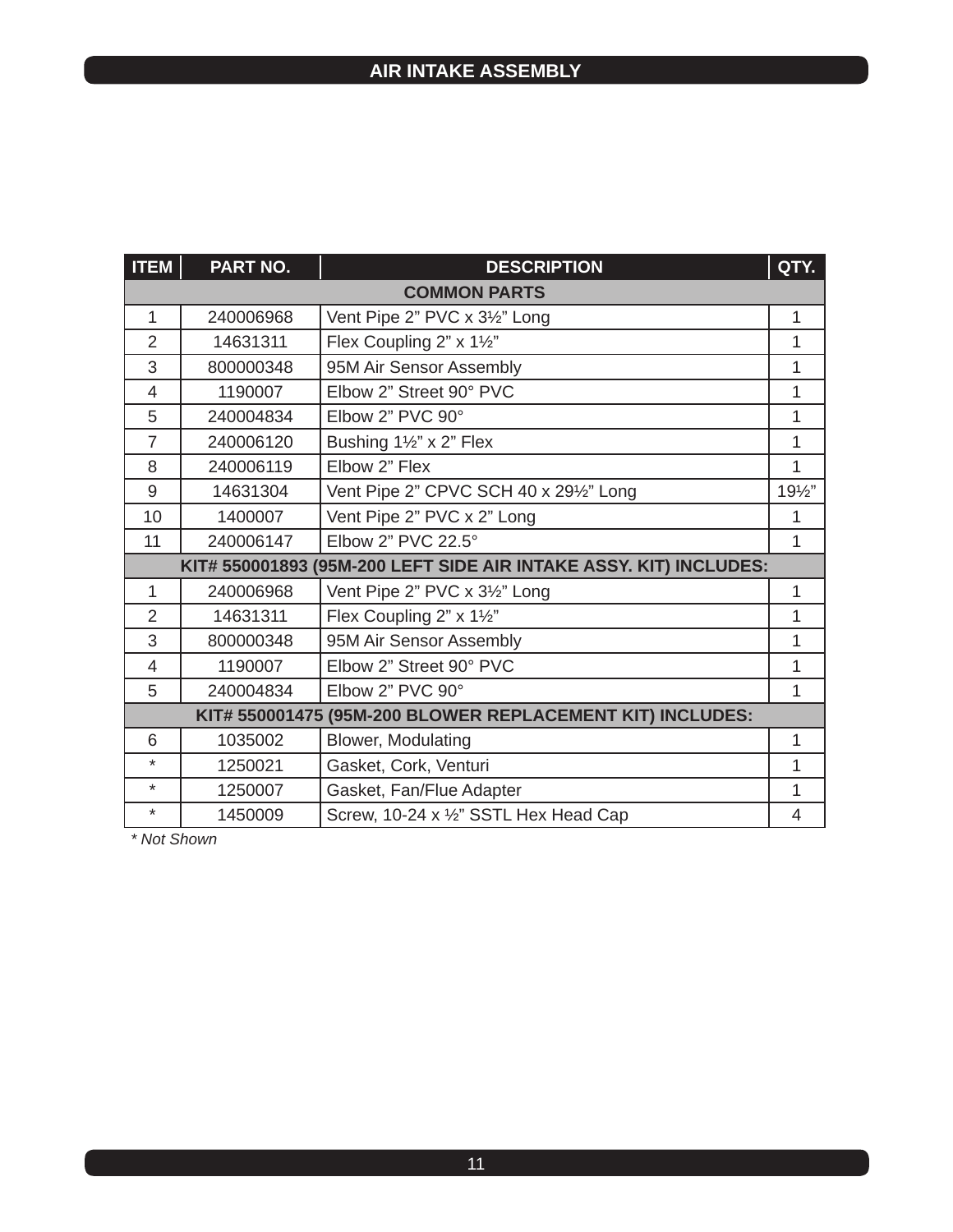# AIR INTAKE ASSEMBLY

| ITEM | PART NO. | DESCRIPTION | QTY. |
|---|---|---|---|
| **COMMON PARTS** | | | |
| 1 | 240006968 | Vent Pipe 2” PVC x 3½” Long | 1 |
| 2 | 14631311 | Flex Coupling 2” x 1½” | 1 |
| 3 | 800000348 | 95M Air Sensor Assembly | 1 |
| 4 | 1190007 | Elbow 2” Street 90° PVC | 1 |
| 5 | 240004834 | Elbow 2” PVC 90° | 1 |
| 7 | 240006120 | Bushing 1½” x 2” Flex | 1 |
| 8 | 240006119 | Elbow 2” Flex | 1 |
| 9 | 14631304 | Vent Pipe 2” CPVC SCH 40 x 29½” Long | 19½” |
| 10 | 1400007 | Vent Pipe 2” PVC x 2” Long | 1 |
| 11 | 240006147 | Elbow 2” PVC 22.5° | 1 |
| **KIT# 550001893 (95M-200 LEFT SIDE AIR INTAKE ASSY. KIT) INCLUDES:** | | | |
| 1 | 240006968 | Vent Pipe 2” PVC x 3½” Long | 1 |
| 2 | 14631311 | Flex Coupling 2” x 1½” | 1 |
| 3 | 800000348 | 95M Air Sensor Assembly | 1 |
| 4 | 1190007 | Elbow 2” Street 90° PVC | 1 |
| 5 | 240004834 | Elbow 2” PVC 90° | 1 |
| **KIT# 550001475 (95M-200 BLOWER REPLACEMENT KIT) INCLUDES:** | | | |
| 6 | 1035002 | Blower, Modulating | 1 |
| * | 1250021 | Gasket, Cork, Venturi | 1 |
| * | 1250007 | Gasket, Fan/Flue Adapter | 1 |
| * | 1450009 | Screw, 10-24 x ½” SSTL Hex Head Cap | 4 |

*\* Not Shown*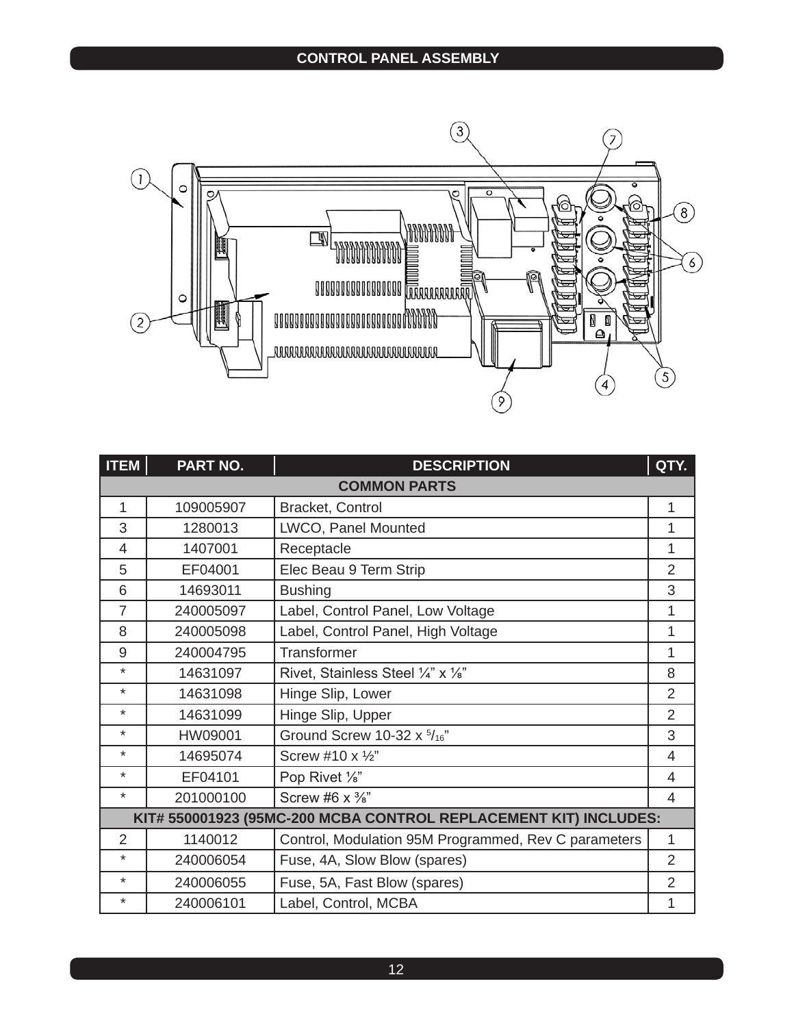## CONTROL PANEL ASSEMBLY

| ITEM | PART NO. | DESCRIPTION | QTY. |
|---|---|---|---|
| **COMMON PARTS** | | | |
| 1 | 109005907 | Bracket, Control | 1 |
| 3 | 1280013 | LWCO, Panel Mounted | 1 |
| 4 | 1407001 | Receptacle | 1 |
| 5 | EF04001 | Elec Beau 9 Term Strip | 2 |
| 6 | 14693011 | Bushing | 3 |
| 7 | 240005097 | Label, Control Panel, Low Voltage | 1 |
| 8 | 240005098 | Label, Control Panel, High Voltage | 1 |
| 9 | 240004795 | Transformer | 1 |
| * | 14631097 | Rivet, Stainless Steel ¼" x ⅛" | 8 |
| * | 14631098 | Hinge Slip, Lower | 2 |
| * | 14631099 | Hinge Slip, Upper | 2 |
| * | HW09001 | Ground Screw 10-32 x 5/16" | 3 |
| * | 14695074 | Screw #10 x ½" | 4 |
| * | EF04101 | Pop Rivet ⅛" | 4 |
| * | 201000100 | Screw #6 x ⅜" | 4 |
| **KIT# 550001923 (95MC-200 MCBA CONTROL REPLACEMENT KIT) INCLUDES:** | | | |
| 2 | 1140012 | Control, Modulation 95M Programmed, Rev C parameters | 1 |
| * | 240006054 | Fuse, 4A, Slow Blow (spares) | 2 |
| * | 240006055 | Fuse, 5A, Fast Blow (spares) | 2 |
| * | 240006101 | Label, Control, MCBA | 1 |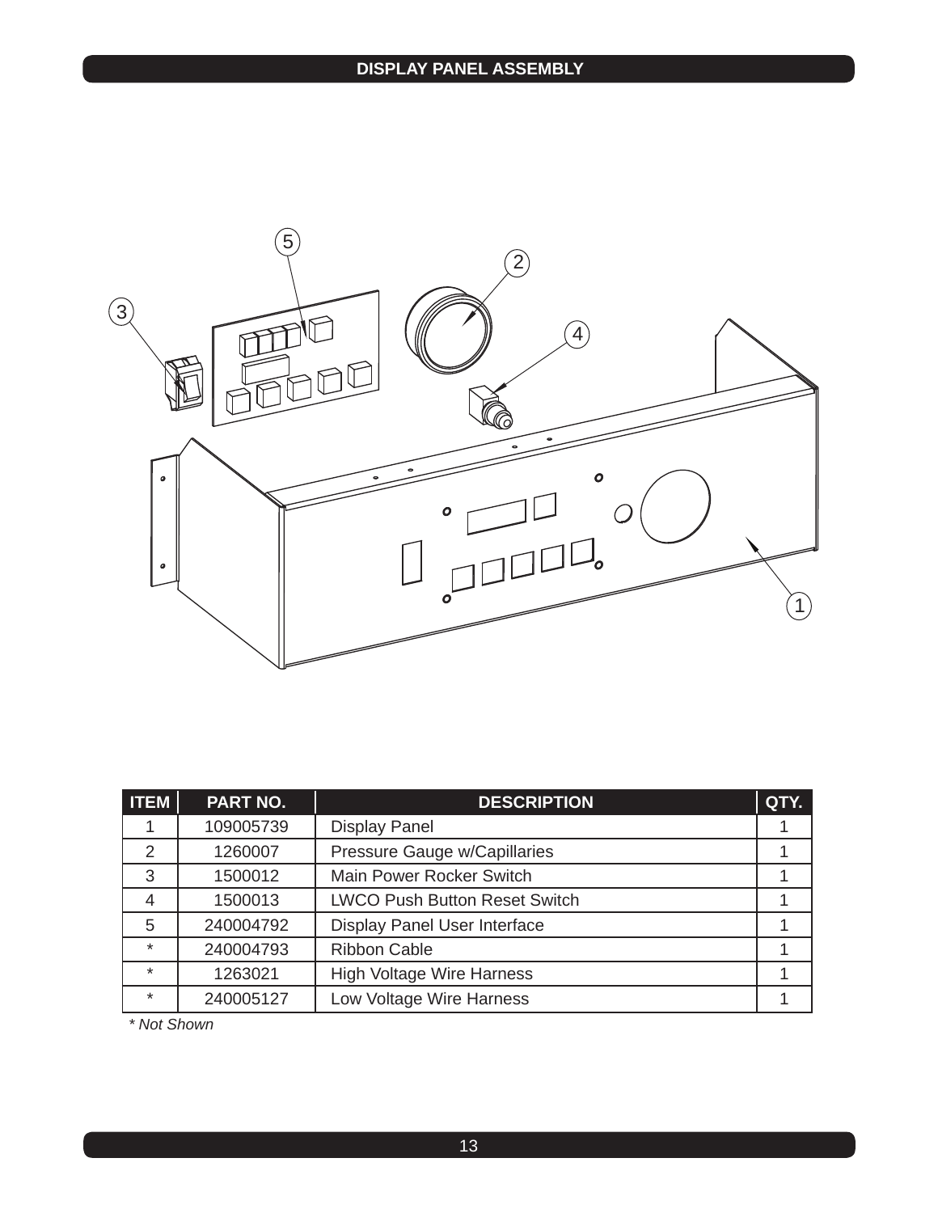# DISPLAY PANEL ASSEMBLY

| ITEM | PART NO. | DESCRIPTION | QTY. |
|---|---|---|---|
| 1 | 109005739 | Display Panel | 1 |
| 2 | 1260007 | Pressure Gauge w/Capillaries | 1 |
| 3 | 1500012 | Main Power Rocker Switch | 1 |
| 4 | 1500013 | LWCO Push Button Reset Switch | 1 |
| 5 | 240004792 | Display Panel User Interface | 1 |
| * | 240004793 | Ribbon Cable | 1 |
| * | 1263021 | High Voltage Wire Harness | 1 |
| * | 240005127 | Low Voltage Wire Harness | 1 |

*\* Not Shown*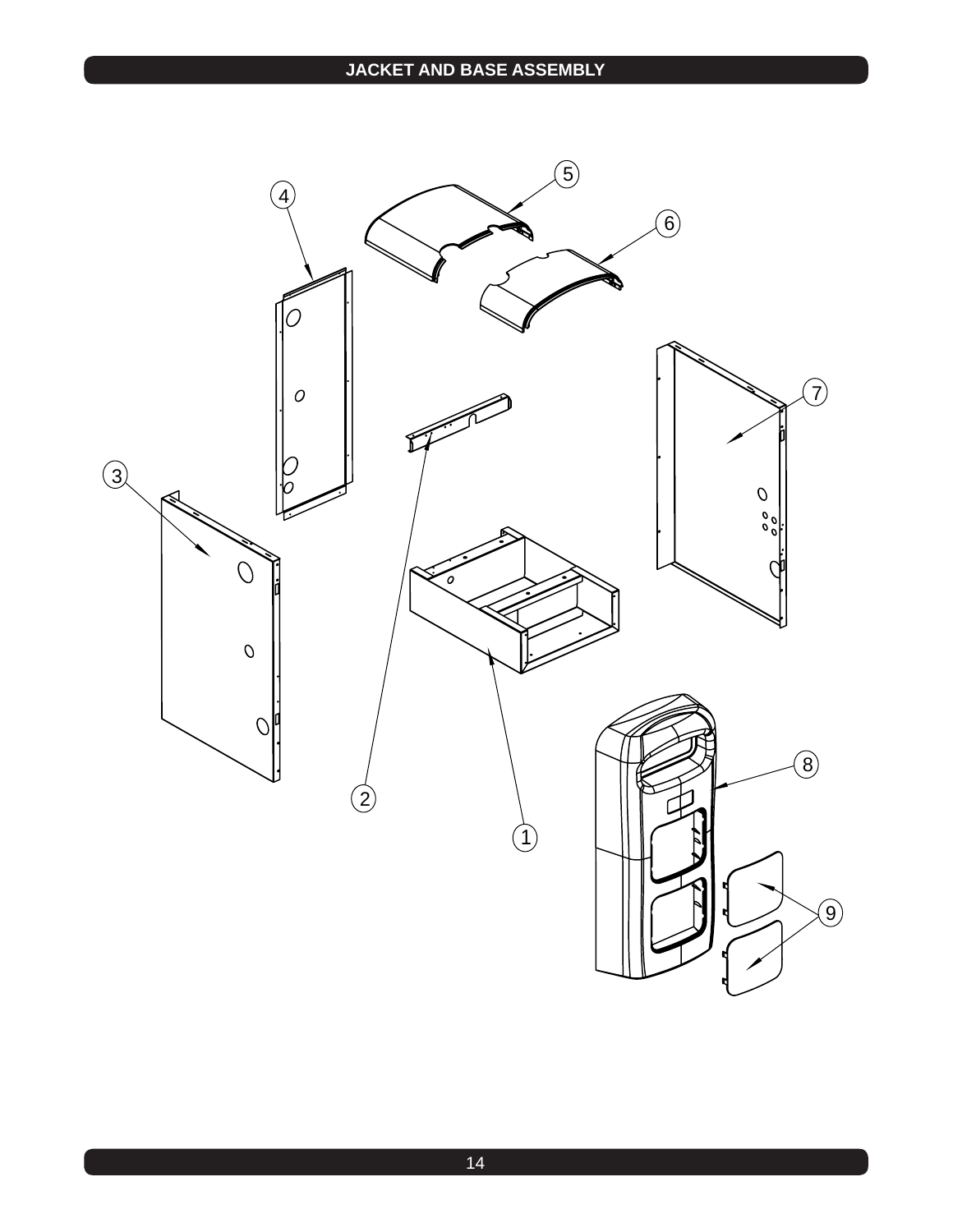## JACKET AND BASE ASSEMBLY

5
4
6
7
3
8
2
1
9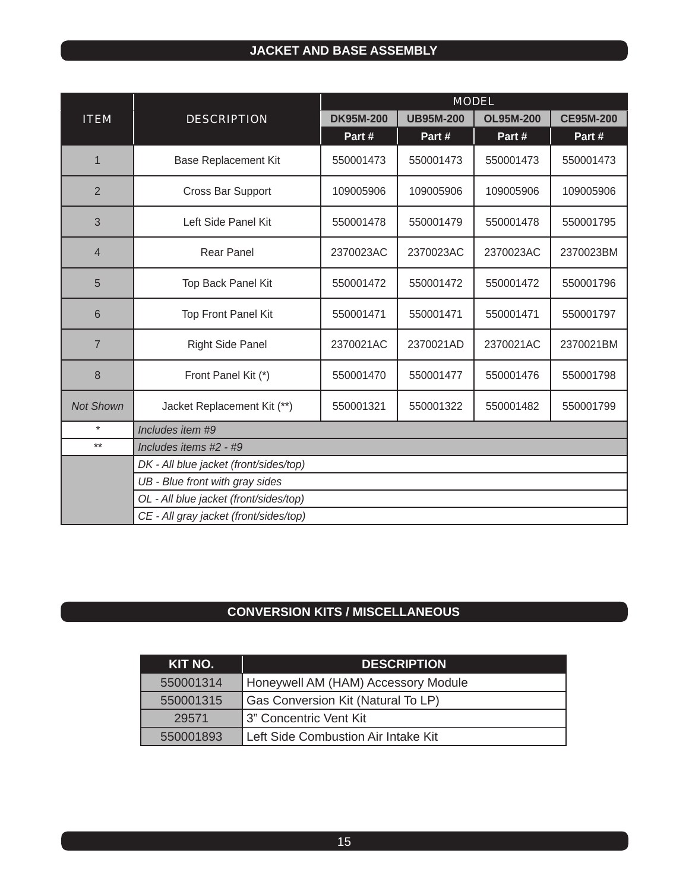## JACKET AND BASE ASSEMBLY

| ITEM | DESCRIPTION | MODEL | | | |
|---|---|---|---|---|---|
| | | DK95M-200 | UB95M-200 | OL95M-200 | CE95M-200 |
| | | Part # | Part # | Part # | Part # |
| 1 | Base Replacement Kit | 550001473 | 550001473 | 550001473 | 550001473 |
| 2 | Cross Bar Support | 109005906 | 109005906 | 109005906 | 109005906 |
| 3 | Left Side Panel Kit | 550001478 | 550001479 | 550001478 | 550001795 |
| 4 | Rear Panel | 2370023AC | 2370023AC | 2370023AC | 2370023BM |
| 5 | Top Back Panel Kit | 550001472 | 550001472 | 550001472 | 550001796 |
| 6 | Top Front Panel Kit | 550001471 | 550001471 | 550001471 | 550001797 |
| 7 | Right Side Panel | 2370021AC | 2370021AD | 2370021AC | 2370021BM |
| 8 | Front Panel Kit (*) | 550001470 | 550001477 | 550001476 | 550001798 |
| *Not Shown* | Jacket Replacement Kit (**) | 550001321 | 550001322 | 550001482 | 550001799 |
| * | *Includes item #9* | | | | |
| ** | *Includes items #2 - #9* | | | | |
| | *DK - All blue jacket (front/sides/top)* | | | | |
| | *UB - Blue front with gray sides* | | | | |
| | *OL - All blue jacket (front/sides/top)* | | | | |
| | *CE - All gray jacket (front/sides/top)* | | | | |

## CONVERSION KITS / MISCELLANEOUS

| KIT NO. | DESCRIPTION |
|---|---|
| 550001314 | Honeywell AM (HAM) Accessory Module |
| 550001315 | Gas Conversion Kit (Natural To LP) |
| 29571 | 3” Concentric Vent Kit |
| 550001893 | Left Side Combustion Air Intake Kit |